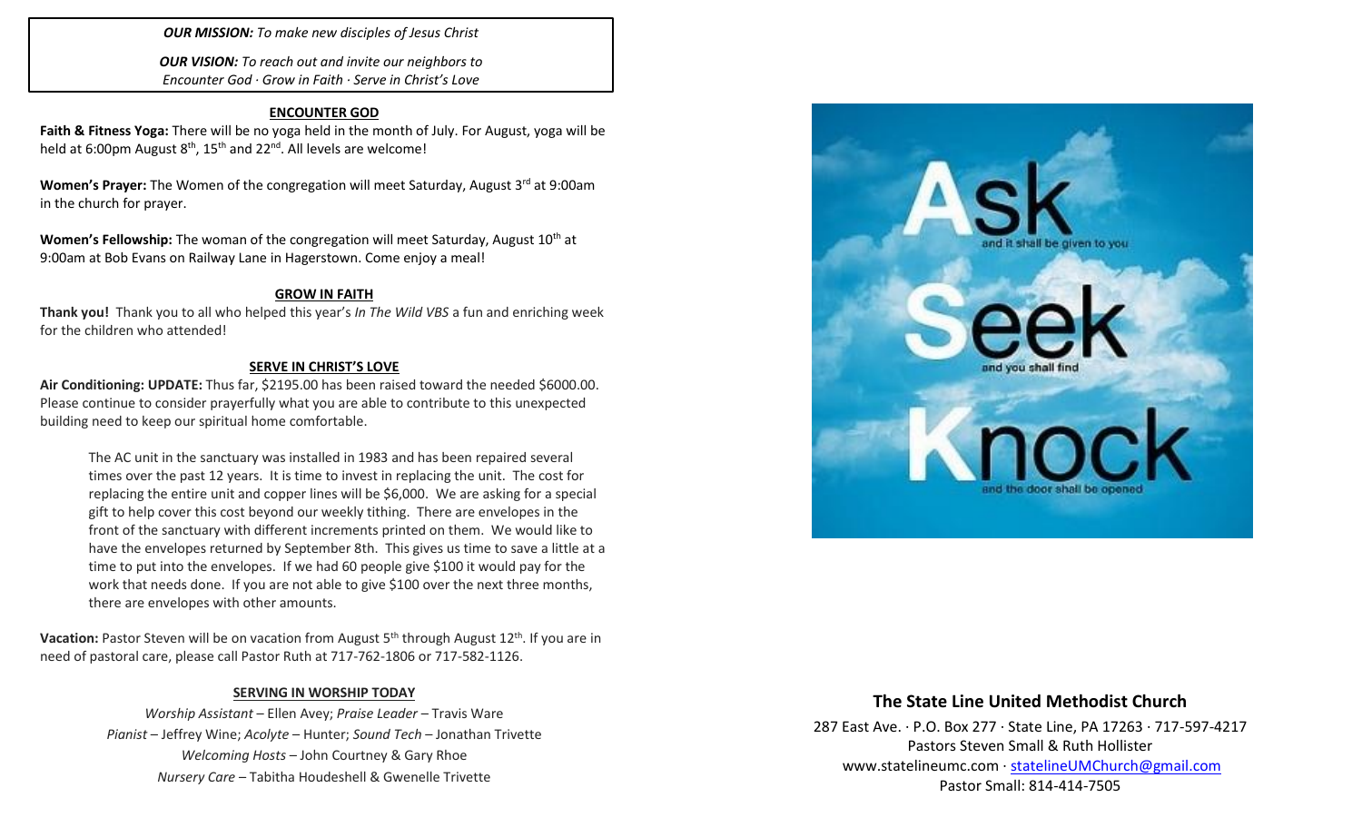*OUR MISSION:* *To make new disciples of Jesus Christ*

*OUR VISION:* *To reach out and invite our neighbors to Encounter God · Grow in Faith · Serve in Christ's Love*

## ENCOUNTER GOD

**Faith & Fitness Yoga:** There will be no yoga held in the month of July. For August, yoga will be held at 6:00pm August 8th, 15th and 22nd. All levels are welcome!

**Women's Prayer:** The Women of the congregation will meet Saturday, August 3rd at 9:00am in the church for prayer.

**Women's Fellowship:** The woman of the congregation will meet Saturday, August 10th at 9:00am at Bob Evans on Railway Lane in Hagerstown. Come enjoy a meal!

## GROW IN FAITH

**Thank you!** Thank you to all who helped this year's *In The Wild VBS* a fun and enriching week for the children who attended!

## SERVE IN CHRIST'S LOVE

**Air Conditioning: UPDATE:** Thus far, $2195.00 has been raised toward the needed $6000.00. Please continue to consider prayerfully what you are able to contribute to this unexpected building need to keep our spiritual home comfortable.

> The AC unit in the sanctuary was installed in 1983 and has been repaired several times over the past 12 years. It is time to invest in replacing the unit. The cost for replacing the entire unit and copper lines will be $6,000. We are asking for a special gift to help cover this cost beyond our weekly tithing. There are envelopes in the front of the sanctuary with different increments printed on them. We would like to have the envelopes returned by September 8th. This gives us time to save a little at a time to put into the envelopes. If we had 60 people give $100 it would pay for the work that needs done. If you are not able to give $100 over the next three months, there are envelopes with other amounts.

**Vacation:** Pastor Steven will be on vacation from August 5th through August 12th. If you are in need of pastoral care, please call Pastor Ruth at 717-762-1806 or 717-582-1126.

## SERVING IN WORSHIP TODAY

*Worship Assistant* – Ellen Avey; *Praise Leader* – Travis Ware
*Pianist* – Jeffrey Wine; *Acolyte* – Hunter; *Sound Tech* – Jonathan Trivette
*Welcoming Hosts* – John Courtney & Gary Rhoe
*Nursery Care* – Tabitha Houdeshell & Gwenelle Trivette

Ask and it shall be given to you
Seek and you shall find
Knock and the door shall be opened

## The State Line United Methodist Church

287 East Ave. · P.O. Box 277 · State Line, PA 17263 · 717-597-4217
Pastors Steven Small & Ruth Hollister
www.statelineumc.com · statelineUMChurch@gmail.com
Pastor Small: 814-414-7505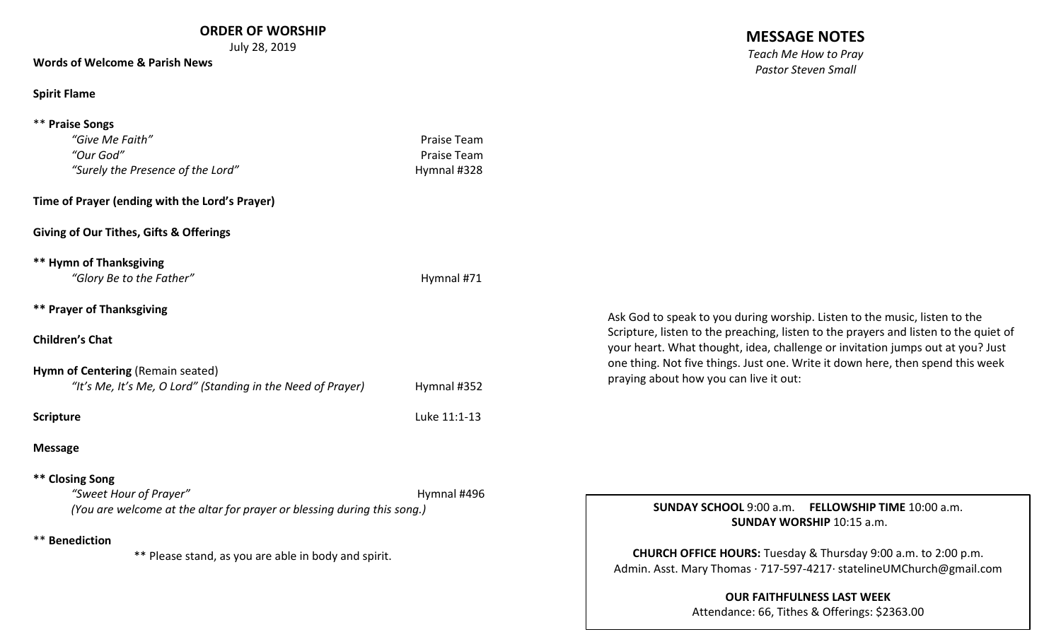## ORDER OF WORSHIP

July 28, 2019

**Words of Welcome & Parish News**

**Spirit Flame**

** **Praise Songs**

*"Give Me Faith"* Praise Team
*"Our God"* Praise Team
*"Surely the Presence of the Lord"* Hymnal #328

**Time of Prayer (ending with the Lord's Prayer)**

**Giving of Our Tithes, Gifts & Offerings**

**** Hymn of Thanksgiving**

*"Glory Be to the Father"* Hymnal #71

**** Prayer of Thanksgiving**

**Children's Chat**

**Hymn of Centering** (Remain seated)

*"It's Me, It's Me, O Lord" (Standing in the Need of Prayer)* Hymnal #352

**Scripture** Luke 11:1-13

**Message**

**** Closing Song**

*"Sweet Hour of Prayer"* Hymnal #496
*(You are welcome at the altar for prayer or blessing during this song.)*

** **Benediction**

** Please stand, as you are able in body and spirit.

## MESSAGE NOTES

*Teach Me How to Pray*
*Pastor Steven Small*

Ask God to speak to you during worship. Listen to the music, listen to the Scripture, listen to the preaching, listen to the prayers and listen to the quiet of your heart. What thought, idea, challenge or invitation jumps out at you? Just one thing. Not five things. Just one. Write it down here, then spend this week praying about how you can live it out:

**SUNDAY SCHOOL** 9:00 a.m. **FELLOWSHIP TIME** 10:00 a.m.
**SUNDAY WORSHIP** 10:15 a.m.

**CHURCH OFFICE HOURS:** Tuesday & Thursday 9:00 a.m. to 2:00 p.m.
Admin. Asst. Mary Thomas · 717-597-4217· statelineUMChurch@gmail.com

**OUR FAITHFULNESS LAST WEEK**
Attendance: 66, Tithes & Offerings: $2363.00